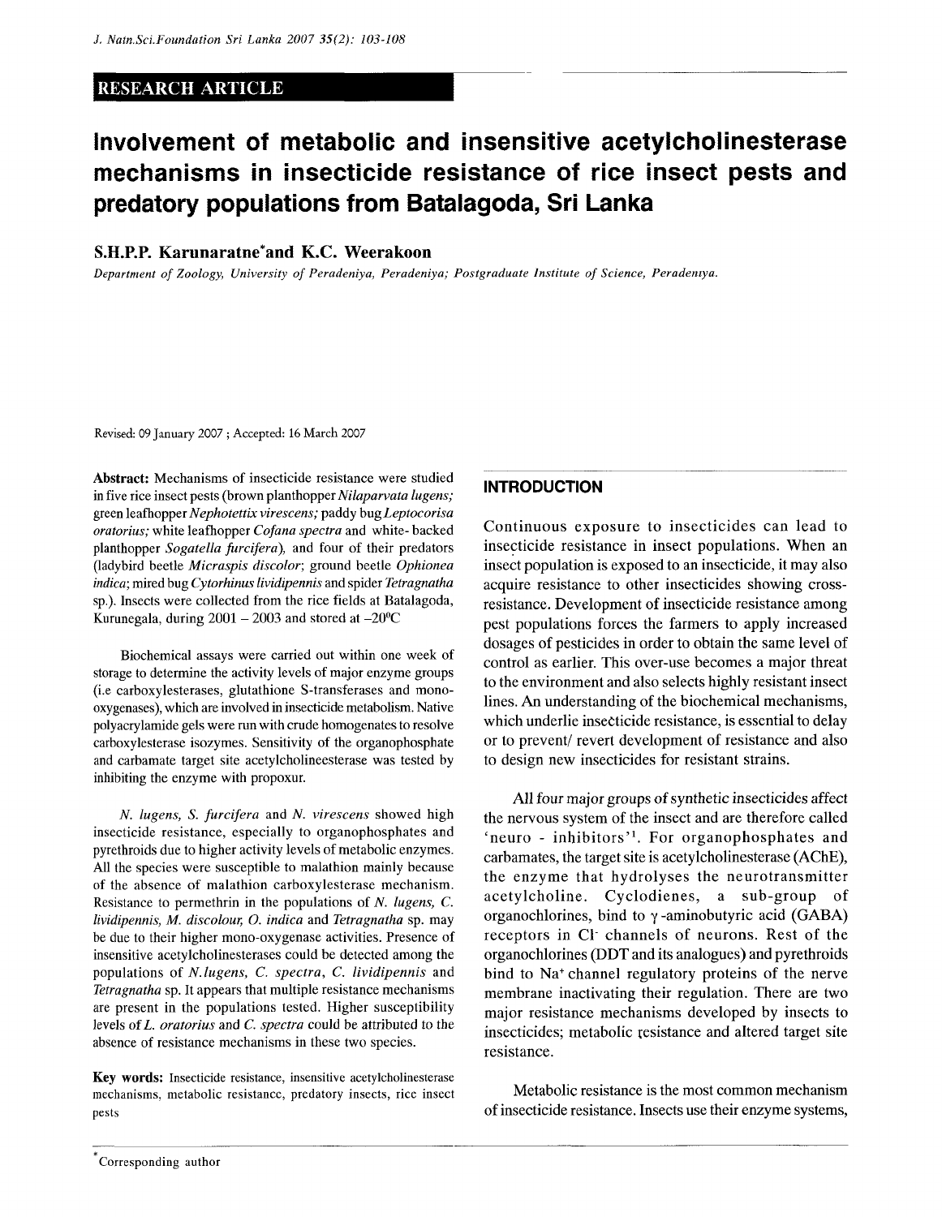RESEARCH ARTICLE

# Involvement of metabolic and insensitive acetylcholinesterase mechanisms in insecticide resistance of rice insect pests and predatory populations from Batalagoda, Sri Lanka

**S.H.P.P. Karunaratne\* and K.C. Weerakoon**

*Department of Zoology, University of Peradeniya, Peradeniya; Postgraduate Institute of Science, Peradeniya.*

Revised: 09 January 2007 ; Accepted: 16 March 2007

**Abstract:** Mechanisms of insecticide resistance were studied in five rice insect pests (brown planthopper *Nilaparvata lugens;* green leafhopper *Nephotettix virescens;* paddy bug *Leptocorisa oratorius;* white leafhopper *Cofana spectra* and white- backed planthopper *Sogatella furcifera*), and four of their predators (ladybird beetle *Micraspis discolor*; ground beetle *Ophionea indica*; mired bug *Cytorhinus lividipennis* and spider *Tetragnatha* sp.). Insects were collected from the rice fields at Batalagoda, Kurunegala, during 2001 – 2003 and stored at $-20^0C$

Biochemical assays were carried out within one week of storage to determine the activity levels of major enzyme groups (i.e carboxylesterases, glutathione S-transferases and mono-oxygenases), which are involved in insecticide metabolism. Native polyacrylamide gels were run with crude homogenates to resolve carboxylesterase isozymes. Sensitivity of the organophosphate and carbamate target site acetylcholineesterase was tested by inhibiting the enzyme with propoxur.

*N. lugens, S. furcifera* and *N. virescens* showed high insecticide resistance, especially to organophosphates and pyrethroids due to higher activity levels of metabolic enzymes. All the species were susceptible to malathion mainly because of the absence of malathion carboxylesterase mechanism. Resistance to permethrin in the populations of *N. lugens, C. lividipennis, M. discolour, O. indica* and *Tetragnatha* sp. may be due to their higher mono-oxygenase activities. Presence of insensitive acetylcholinesterases could be detected among the populations of *N.lugens, C. spectra, C. lividipennis* and *Tetragnatha* sp. It appears that multiple resistance mechanisms are present in the populations tested. Higher susceptibility levels of *L. oratorius* and *C. spectra* could be attributed to the absence of resistance mechanisms in these two species.

**Key words:** Insecticide resistance, insensitive acetylcholinesterase mechanisms, metabolic resistance, predatory insects, rice insect pests

## INTRODUCTION

Continuous exposure to insecticides can lead to insecticide resistance in insect populations. When an insect population is exposed to an insecticide, it may also acquire resistance to other insecticides showing cross-resistance. Development of insecticide resistance among pest populations forces the farmers to apply increased dosages of pesticides in order to obtain the same level of control as earlier. This over-use becomes a major threat to the environment and also selects highly resistant insect lines. An understanding of the biochemical mechanisms, which underlie insecticide resistance, is essential to delay or to prevent/ revert development of resistance and also to design new insecticides for resistant strains.

All four major groups of synthetic insecticides affect the nervous system of the insect and are therefore called 'neuro - inhibitors'[1]. For organophosphates and carbamates, the target site is acetylcholinesterase (AChE), the enzyme that hydrolyses the neurotransmitter acetylcholine. Cyclodienes, a sub-group of organochlorines, bind to $\gamma$-aminobutyric acid (GABA) receptors in $Cl^-$ channels of neurons. Rest of the organochlorines (DDT and its analogues) and pyrethroids bind to $Na^+$ channel regulatory proteins of the nerve membrane inactivating their regulation. There are two major resistance mechanisms developed by insects to insecticides; metabolic resistance and altered target site resistance.

Metabolic resistance is the most common mechanism of insecticide resistance. Insects use their enzyme systems,

\*Corresponding author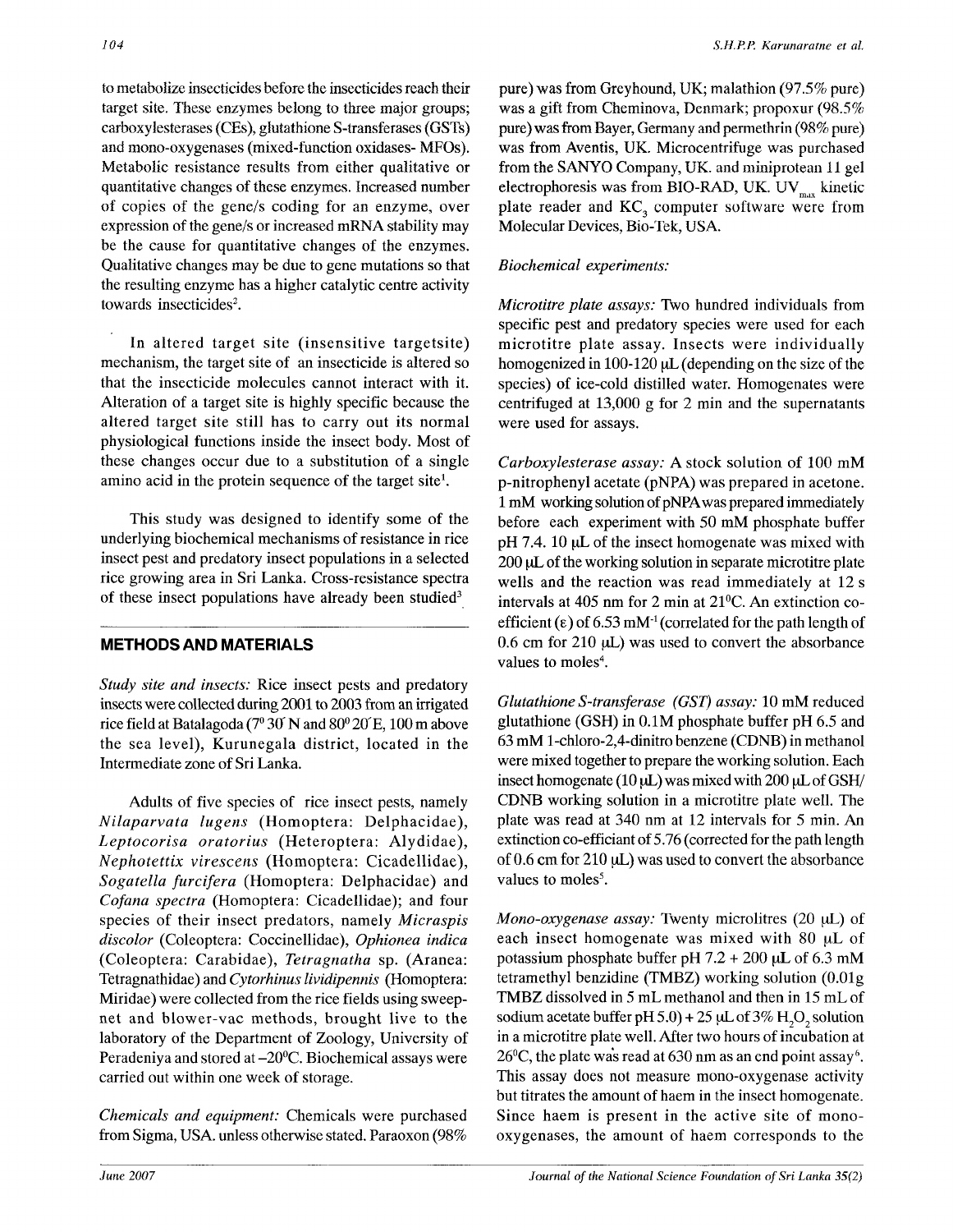to metabolize insecticides before the insecticides reach their target site. These enzymes belong to three major groups; carboxylesterases (CEs), glutathione S-transferases (GSTs) and mono-oxygenases (mixed-function oxidases- MFOs). Metabolic resistance results from either qualitative or quantitative changes of these enzymes. Increased number of copies of the gene/s coding for an enzyme, over expression of the gene/s or increased mRNA stability may be the cause for quantitative changes of the enzymes. Qualitative changes may be due to gene mutations so that the resulting enzyme has a higher catalytic centre activity towards insecticides[2].

In altered target site (insensitive targetsite) mechanism, the target site of an insecticide is altered so that the insecticide molecules cannot interact with it. Alteration of a target site is highly specific because the altered target site still has to carry out its normal physiological functions inside the insect body. Most of these changes occur due to a substitution of a single amino acid in the protein sequence of the target site[1].

This study was designed to identify some of the underlying biochemical mechanisms of resistance in rice insect pest and predatory insect populations in a selected rice growing area in Sri Lanka. Cross-resistance spectra of these insect populations have already been studied[3]

## METHODS AND MATERIALS

*Study site and insects:* Rice insect pests and predatory insects were collected during 2001 to 2003 from an irrigated rice field at Batalagoda (7° 30' N and 80° 20' E, 100 m above the sea level), Kurunegala district, located in the Intermediate zone of Sri Lanka.

Adults of five species of rice insect pests, namely *Nilaparvata lugens* (Homoptera: Delphacidae), *Leptocorisa oratorius* (Heteroptera: Alydidae), *Nephotettix virescens* (Homoptera: Cicadellidae), *Sogatella furcifera* (Homoptera: Delphacidae) and *Cofana spectra* (Homoptera: Cicadellidae); and four species of their insect predators, namely *Micraspis discolor* (Coleoptera: Coccinellidae), *Ophionea indica* (Coleoptera: Carabidae), *Tetragnatha* sp. (Aranea: Tetragnathidae) and *Cytorhinus lividipennis* (Homoptera: Miridae) were collected from the rice fields using sweep-net and blower-vac methods, brought live to the laboratory of the Department of Zoology, University of Peradeniya and stored at –20°C. Biochemical assays were carried out within one week of storage.

*Chemicals and equipment:* Chemicals were purchased from Sigma, USA. unless otherwise stated. Paraoxon (98% pure) was from Greyhound, UK; malathion (97.5% pure) was a gift from Cheminova, Denmark; propoxur (98.5% pure) was from Bayer, Germany and permethrin (98% pure) was from Aventis, UK. Microcentrifuge was purchased from the SANYO Company, UK. and miniprotean 11 gel electrophoresis was from BIO-RAD, UK. $UV_{max}$ kinetic plate reader and $KC_3$ computer software were from Molecular Devices, Bio-Tek, USA.

*Biochemical experiments:*

*Microtitre plate assays:* Two hundred individuals from specific pest and predatory species were used for each microtitre plate assay. Insects were individually homogenized in 100-120 µL (depending on the size of the species) of ice-cold distilled water. Homogenates were centrifuged at 13,000 g for 2 min and the supernatants were used for assays.

*Carboxylesterase assay:* A stock solution of 100 mM p-nitrophenyl acetate (pNPA) was prepared in acetone. 1 mM working solution of pNPA was prepared immediately before each experiment with 50 mM phosphate buffer pH 7.4. 10 µL of the insect homogenate was mixed with 200 µL of the working solution in separate microtitre plate wells and the reaction was read immediately at 12 s intervals at 405 nm for 2 min at 21°C. An extinction co-efficient (ε) of 6.53 $mM^{-1}$ (correlated for the path length of 0.6 cm for 210 µL) was used to convert the absorbance values to moles[4].

*Glutathione S-transferase (GST) assay:* 10 mM reduced glutathione (GSH) in 0.1M phosphate buffer pH 6.5 and 63 mM 1-chloro-2,4-dinitro benzene (CDNB) in methanol were mixed together to prepare the working solution. Each insect homogenate (10 µL) was mixed with 200 µL of GSH/CDNB working solution in a microtitre plate well. The plate was read at 340 nm at 12 intervals for 5 min. An extinction co-efficiant of 5.76 (corrected for the path length of 0.6 cm for 210 µL) was used to convert the absorbance values to moles[5].

*Mono-oxygenase assay:* Twenty microlitres (20 µL) of each insect homogenate was mixed with 80 µL of potassium phosphate buffer pH 7.2 + 200 µL of 6.3 mM tetramethyl benzidine (TMBZ) working solution (0.01g TMBZ dissolved in 5 mL methanol and then in 15 mL of sodium acetate buffer pH 5.0) + 25 µL of 3% $H_2O_2$ solution in a microtitre plate well. After two hours of incubation at 26°C, the plate was read at 630 nm as an end point assay[6]. This assay does not measure mono-oxygenase activity but titrates the amount of haem in the insect homogenate. Since haem is present in the active site of mono-oxygenases, the amount of haem corresponds to the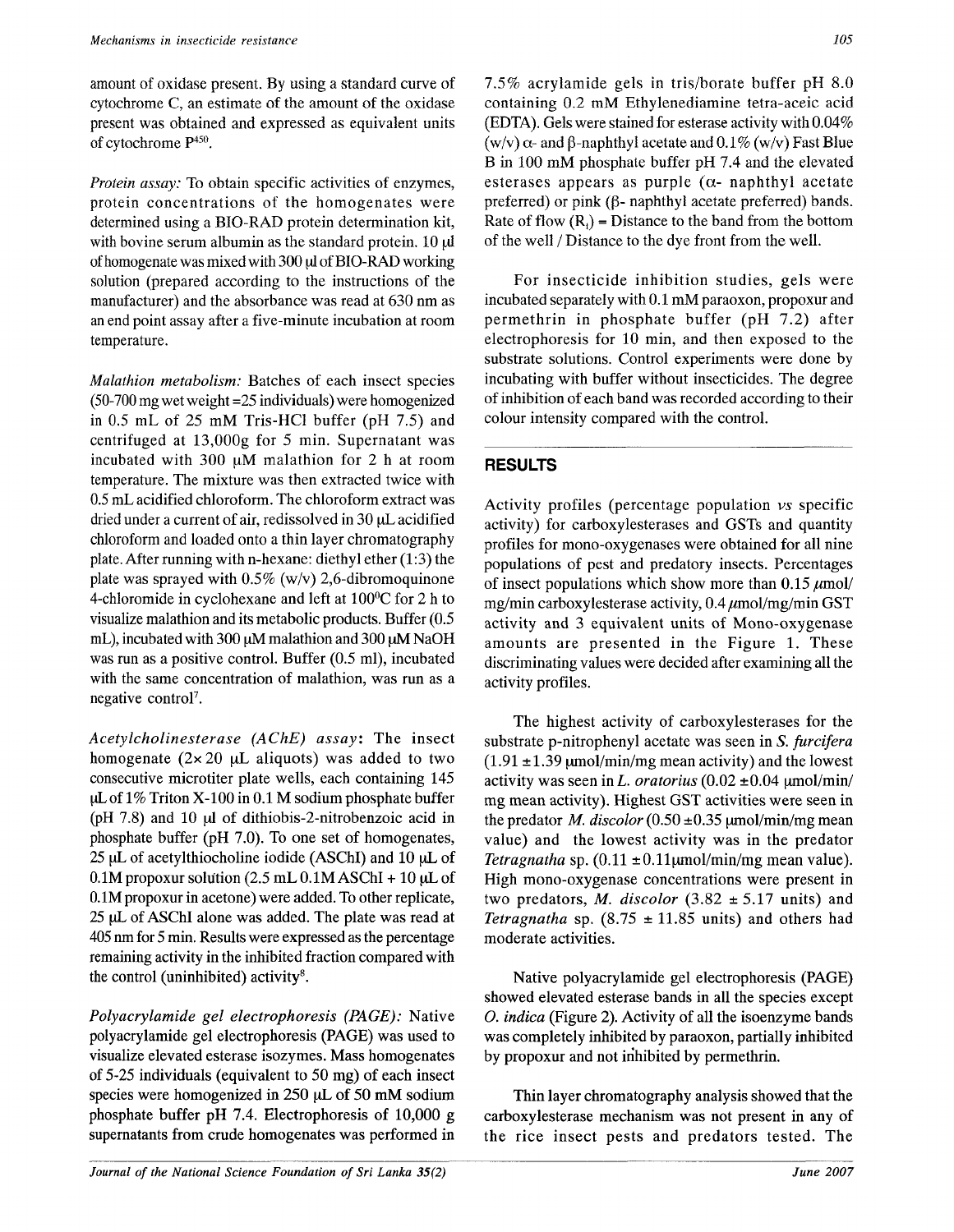amount of oxidase present. By using a standard curve of cytochrome C, an estimate of the amount of the oxidase present was obtained and expressed as equivalent units of cytochrome $P^{450}$.

*Protein assay:* To obtain specific activities of enzymes, protein concentrations of the homogenates were determined using a BIO-RAD protein determination kit, with bovine serum albumin as the standard protein. 10 μl of homogenate was mixed with 300 μl of BIO-RAD working solution (prepared according to the instructions of the manufacturer) and the absorbance was read at 630 nm as an end point assay after a five-minute incubation at room temperature.

*Malathion metabolism:* Batches of each insect species (50-700 mg wet weight =25 individuals) were homogenized in 0.5 mL of 25 mM Tris-HCl buffer (pH 7.5) and centrifuged at 13,000g for 5 min. Supernatant was incubated with 300 μM malathion for 2 h at room temperature. The mixture was then extracted twice with 0.5 mL acidified chloroform. The chloroform extract was dried under a current of air, redissolved in 30 μL acidified chloroform and loaded onto a thin layer chromatography plate. After running with n-hexane: diethyl ether (1:3) the plate was sprayed with 0.5% (w/v) 2,6-dibromoquinone 4-chloromide in cyclohexane and left at 100°C for 2 h to visualize malathion and its metabolic products. Buffer (0.5 mL), incubated with 300 μM malathion and 300 μM NaOH was run as a positive control. Buffer (0.5 ml), incubated with the same concentration of malathion, was run as a negative control[7].

*Acetylcholinesterase (AChE) assay*: The insect homogenate (2× 20 μL aliquots) was added to two consecutive microtiter plate wells, each containing 145 μL of 1% Triton X-100 in 0.1 M sodium phosphate buffer (pH 7.8) and 10 μl of dithiobis-2-nitrobenzoic acid in phosphate buffer (pH 7.0). To one set of homogenates, 25 μL of acetylthiocholine iodide (ASChI) and 10 μL of 0.1M propoxur solution (2.5 mL 0.1M ASChI + 10 μL of 0.1M propoxur in acetone) were added. To other replicate, 25 μL of ASChI alone was added. The plate was read at 405 nm for 5 min. Results were expressed as the percentage remaining activity in the inhibited fraction compared with the control (uninhibited) activity[8].

*Polyacrylamide gel electrophoresis (PAGE):* Native polyacrylamide gel electrophoresis (PAGE) was used to visualize elevated esterase isozymes. Mass homogenates of 5-25 individuals (equivalent to 50 mg) of each insect species were homogenized in 250 μL of 50 mM sodium phosphate buffer pH 7.4. Electrophoresis of 10,000 g supernatants from crude homogenates was performed in 7.5% acrylamide gels in tris/borate buffer pH 8.0 containing 0.2 mM Ethylenediamine tetra-aceic acid (EDTA). Gels were stained for esterase activity with 0.04% (w/v) α- and β-naphthyl acetate and 0.1% (w/v) Fast Blue B in 100 mM phosphate buffer pH 7.4 and the elevated esterases appears as purple (α- naphthyl acetate preferred) or pink (β- naphthyl acetate preferred) bands. Rate of flow ($R_f$) = Distance to the band from the bottom of the well / Distance to the dye front from the well.

For insecticide inhibition studies, gels were incubated separately with 0.1 mM paraoxon, propoxur and permethrin in phosphate buffer (pH 7.2) after electrophoresis for 10 min, and then exposed to the substrate solutions. Control experiments were done by incubating with buffer without insecticides. The degree of inhibition of each band was recorded according to their colour intensity compared with the control.

## RESULTS

Activity profiles (percentage population *vs* specific activity) for carboxylesterases and GSTs and quantity profiles for mono-oxygenases were obtained for all nine populations of pest and predatory insects. Percentages of insect populations which show more than 0.15 μmol/mg/min carboxylesterase activity, 0.4 μmol/mg/min GST activity and 3 equivalent units of Mono-oxygenase amounts are presented in the Figure 1. These discriminating values were decided after examining all the activity profiles.

The highest activity of carboxylesterases for the substrate p-nitrophenyl acetate was seen in *S. furcifera* (1.91 ±1.39 μmol/min/mg mean activity) and the lowest activity was seen in *L. oratorius* (0.02 ±0.04 μmol/min/mg mean activity). Highest GST activities were seen in the predator *M. discolor* (0.50 ±0.35 μmol/min/mg mean value) and the lowest activity was in the predator *Tetragnatha* sp. (0.11 ±0.11μmol/min/mg mean value). High mono-oxygenase concentrations were present in two predators, *M. discolor* (3.82 ± 5.17 units) and *Tetragnatha* sp. (8.75 ± 11.85 units) and others had moderate activities.

Native polyacrylamide gel electrophoresis (PAGE) showed elevated esterase bands in all the species except *O. indica* (Figure 2). Activity of all the isoenzyme bands was completely inhibited by paraoxon, partially inhibited by propoxur and not inhibited by permethrin.

Thin layer chromatography analysis showed that the carboxylesterase mechanism was not present in any of the rice insect pests and predators tested. The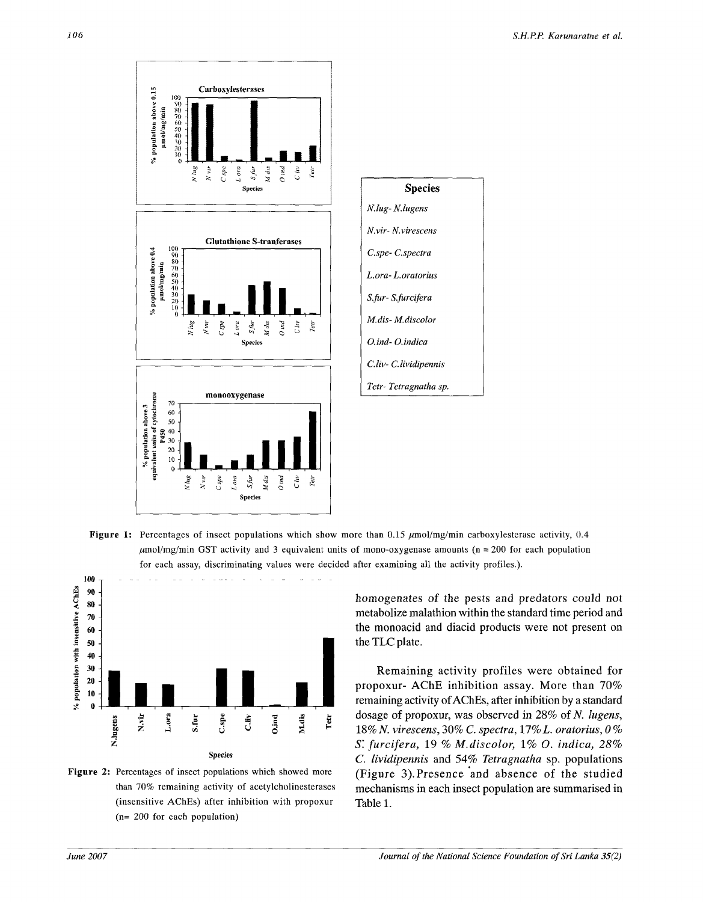**Figure 1:** Percentages of insect populations which show more than 0.15 μmol/mg/min carboxylesterase activity, 0.4 μmol/mg/min GST activity and 3 equivalent units of mono-oxygenase amounts (n = 200 for each population for each assay, discriminating values were decided after examining all the activity profiles.).

**Figure 2:** Percentages of insect populations which showed more than 70% remaining activity of acetylcholinesterases (insensitive AChEs) after inhibition with propoxur (n= 200 for each population)

homogenates of the pests and predators could not metabolize malathion within the standard time period and the monoacid and diacid products were not present on the TLC plate.

Remaining activity profiles were obtained for propoxur- AChE inhibition assay. More than 70% remaining activity of AChEs, after inhibition by a standard dosage of propoxur, was observed in 28% of *N. lugens*, 18% *N. virescens*, 30% *C. spectra*, 17% *L. oratorius*, 0 % *S. furcifera*, 19 % *M. discolor*, 1% *O. indica*, 28% *C. lividipennis* and 54% *Tetragnatha* sp. populations (Figure 3). Presence and absence of the studied mechanisms in each insect population are summarised in Table 1.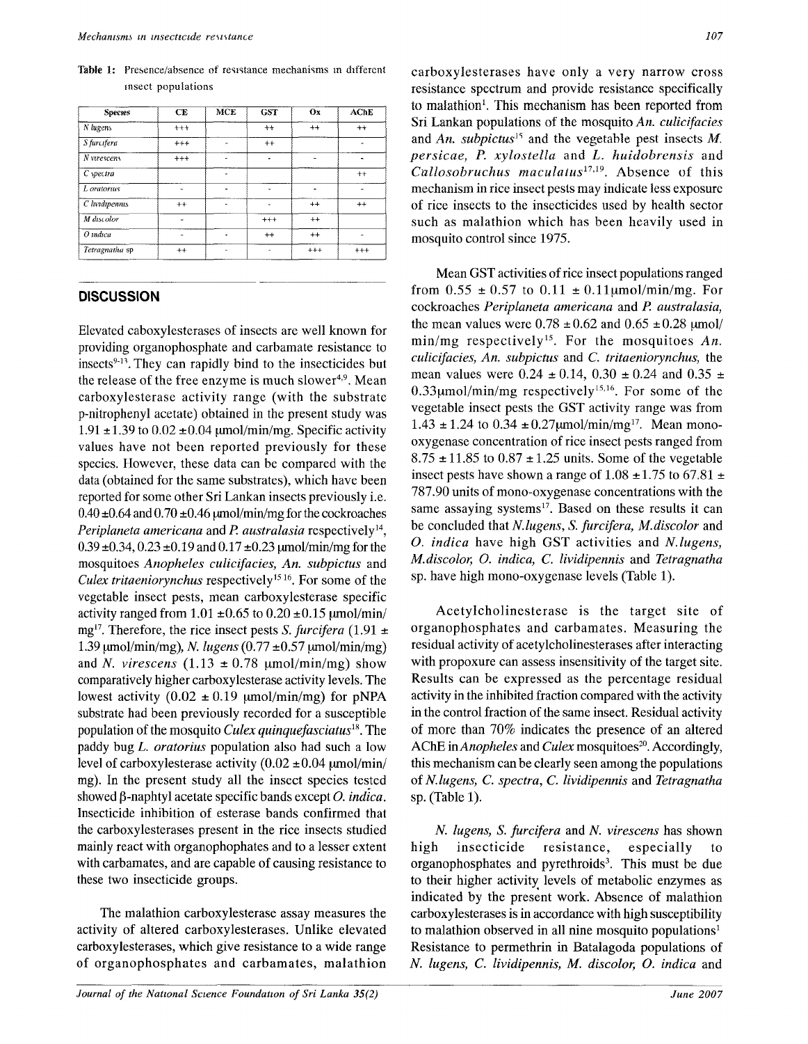Table 1: Presence/absence of resistance mechanisms in different insect populations

| Species | CE | MCE | GST | Ox | AChE |
|---|---|---|---|---|---|
| *N lugens* | +++ | | ++ | ++ | ++ |
| *S furcifera* | +++ | - | ++ | | - |
| *N virescens* | +++ | - | - | - | - |
| *C spectra* | | - | | | ++ |
| *L oratorius* | - | - | - | - | - |
| *C lividipennis* | ++ | - | - | ++ | ++ |
| *M discolor* | - | | +++ | ++ | |
| *O indica* | - | - | ++ | ++ | - |
| *Tetragnatha* sp | ++ | - | - | +++ | +++ |

## DISCUSSION

Elevated caboxylesterases of insects are well known for providing organophosphate and carbamate resistance to insects[9-13]. They can rapidly bind to the insecticides but the release of the free enzyme is much slower[4,9]. Mean carboxylesterase activity range (with the substrate p-nitrophenyl acetate) obtained in the present study was 1.91 ±1.39 to 0.02 ±0.04 μmol/min/mg. Specific activity values have not been reported previously for these species. However, these data can be compared with the data (obtained for the same substrates), which have been reported for some other Sri Lankan insects previously i.e. 0.40±0.64 and 0.70 ±0.46 μmol/min/mg for the cockroaches *Periplaneta americana* and *P. australasia* respectively[14], 0.39 ±0.34, 0.23 ±0.19 and 0.17 ±0.23 μmol/min/mg for the mosquitoes *Anopheles culicifacies*, *An. subpictus* and *Culex tritaeniorynchus* respectively[15,16]. For some of the vegetable insect pests, mean carboxylesterase specific activity ranged from 1.01 ±0.65 to 0.20 ±0.15 μmol/min/mg[17]. Therefore, the rice insect pests *S. furcifera* (1.91 ± 1.39 μmol/min/mg), *N. lugens* (0.77 ±0.57 μmol/min/mg) and *N. virescens* (1.13 ± 0.78 μmol/min/mg) show comparatively higher carboxylesterase activity levels. The lowest activity (0.02 ± 0.19 μmol/min/mg) for pNPA substrate had been previously recorded for a susceptible population of the mosquito *Culex quinquefasciatus*[18]. The paddy bug *L. oratorius* population also had such a low level of carboxylesterase activity (0.02 ±0.04 μmol/min/mg). In the present study all the insect species tested showed β-naphtyl acetate specific bands except *O. indica*. Insecticide inhibition of esterase bands confirmed that the carboxylesterases present in the rice insects studied mainly react with organophophates and to a lesser extent with carbamates, and are capable of causing resistance to these two insecticide groups.

The malathion carboxylesterase assay measures the activity of altered carboxylesterases. Unlike elevated carboxylesterases, which give resistance to a wide range of organophosphates and carbamates, malathion carboxylesterases have only a very narrow cross resistance spectrum and provide resistance specifically to malathion[1]. This mechanism has been reported from Sri Lankan populations of the mosquito *An. culicifacies* and *An. subpictus*[15] and the vegetable pest insects *M. persicae*, *P. xylostella* and *L. huidobrensis* and *Callosobruchus maculatus*[17,19]. Absence of this mechanism in rice insect pests may indicate less exposure of rice insects to the insecticides used by health sector such as malathion which has been heavily used in mosquito control since 1975.

Mean GST activities of rice insect populations ranged from 0.55 ± 0.57 to 0.11 ± 0.11μmol/min/mg. For cockroaches *Periplaneta americana* and *P. australasia*, the mean values were 0.78 ±0.62 and 0.65 ±0.28 μmol/min/mg respectively[15]. For the mosquitoes *An. culicifacies*, *An. subpictus* and *C. tritaeniorynchus*, the mean values were 0.24 ± 0.14, 0.30 ± 0.24 and 0.35 ± 0.33μmol/min/mg respectively[15,16]. For some of the vegetable insect pests the GST activity range was from 1.43 ± 1.24 to 0.34 ±0.27μmol/min/mg[17]. Mean mono-oxygenase concentration of rice insect pests ranged from 8.75 ±11.85 to 0.87 ±1.25 units. Some of the vegetable insect pests have shown a range of 1.08 ±1.75 to 67.81 ± 787.90 units of mono-oxygenase concentrations with the same assaying systems[17]. Based on these results it can be concluded that *N.lugens*, *S. furcifera*, *M.discolor* and *O. indica* have high GST activities and *N.lugens*, *M.discolor*, *O. indica*, *C. lividipennis* and *Tetragnatha* sp. have high mono-oxygenase levels (Table 1).

Acetylcholinesterase is the target site of organophosphates and carbamates. Measuring the residual activity of acetylcholinesterases after interacting with propoxure can assess insensitivity of the target site. Results can be expressed as the percentage residual activity in the inhibited fraction compared with the activity in the control fraction of the same insect. Residual activity of more than 70% indicates the presence of an altered AChE in *Anopheles* and *Culex* mosquitoes[20]. Accordingly, this mechanism can be clearly seen among the populations of *N.lugens*, *C. spectra*, *C. lividipennis* and *Tetragnatha* sp. (Table 1).

*N. lugens*, *S. furcifera* and *N. virescens* has shown high insecticide resistance, especially to organophosphates and pyrethroids[3]. This must be due to their higher activity levels of metabolic enzymes as indicated by the present work. Absence of malathion carboxylesterases is in accordance with high susceptibility to malathion observed in all nine mosquito populations[1] Resistance to permethrin in Batalagoda populations of *N. lugens*, *C. lividipennis*, *M. discolor*, *O. indica* and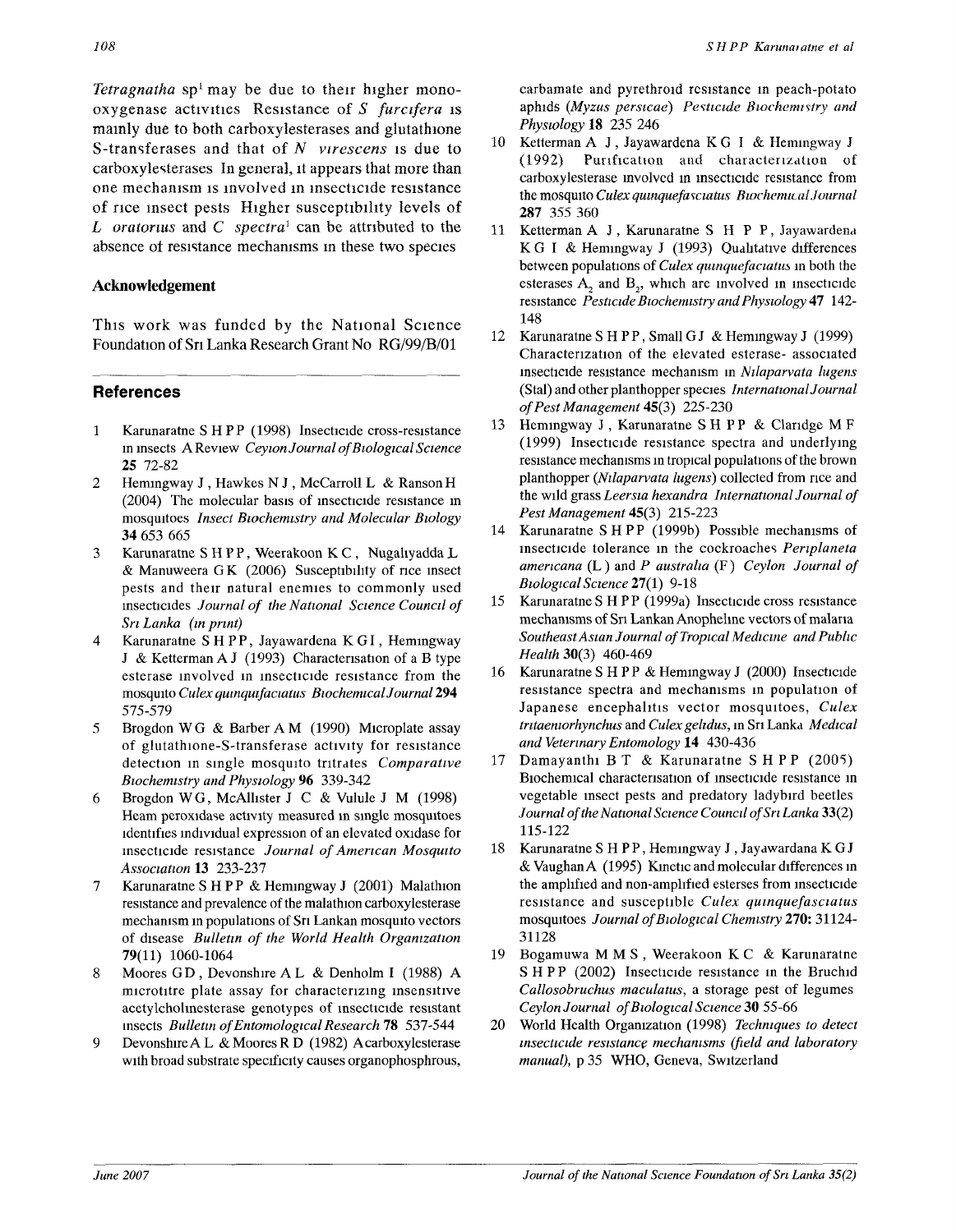*Tetragnatha* sp[1] may be due to their higher monooxygenase activities Resistance of *S furcifera* is mainly due to both carboxylesterases and glutathione S-transferases and that of *N virescens* is due to carboxylesterases In general, it appears that more than one mechanism is involved in insecticide resistance of rice insect pests Higher susceptibility levels of *L oratorius* and *C spectra*[1] can be attributed to the absence of resistance mechanisms in these two species

## Acknowledgement

This work was funded by the National Science Foundation of Sri Lanka Research Grant No RG/99/B/01

## References

1. Karunaratne S H P P (1998) Insecticide cross-resistance in insects A Review *Ceylon Journal of Biological Science* **25** 72-82
2. Hemingway J, Hawkes N J, McCarroll L & Ranson H (2004) The molecular basis of insecticide resistance in mosquitoes *Insect Biochemistry and Molecular Biology* **34** 653 665
3. Karunaratne S H P P, Weerakoon K C, Nugaliyadda L & Manuweera G K (2006) Susceptibility of rice insect pests and their natural enemies to commonly used insecticides *Journal of the National Science Council of Sri Lanka (in print)*
4. Karunaratne S H P P, Jayawardena K G I, Hemingway J & Ketterman A J (1993) Characterisation of a B type esterase involved in insecticide resistance from the mosquito *Culex quinquifaciatus Biochemical Journal* **294** 575-579
5. Brogdon W G & Barber A M (1990) Microplate assay of glutathione-S-transferase activity for resistance detection in single mosquito tritrates *Comparative Biochemistry and Physiology* **96** 339-342
6. Brogdon W G, McAllister J C & Vulule J M (1998) Heam peroxidase activity measured in single mosquitoes identifies individual expression of an elevated oxidase for insecticide resistance *Journal of American Mosquito Association* **13** 233-237
7. Karunaratne S H P P & Hemingway J (2001) Malathion resistance and prevalence of the malathion carboxylesterase mechanism in populations of Sri Lankan mosquito vectors of disease *Bulletin of the World Health Organization* **79**(11) 1060-1064
8. Moores G D, Devonshire A L & Denholm I (1988) A microtitre plate assay for characterizing insensitive acetylcholinesterase genotypes of insecticide resistant insects *Bulletin of Entomological Research* **78** 537-544
9. Devonshire A L & Moores R D (1982) A carboxylesterase with broad substrate specificity causes organophosphrous, carbamate and pyrethroid resistance in peach-potato aphids (*Myzus persicae*) *Pesticide Biochemistry and Physiology* **18** 235 246
10. Ketterman A J, Jayawardena K G I & Hemingway J (1992) Purification and characterization of carboxylesterase involved in insecticide resistance from the mosquito *Culex quinquefasciatus Biochemical Journal* **287** 355 360
11. Ketterman A J, Karunaratne S H P P, Jayawardena K G I & Hemingway J (1993) Qualitative differences between populations of *Culex quinquefaciatus* in both the esterases $A_2$ and $B_2$, which are involved in insecticide resistance *Pesticide Biochemistry and Physiology* **47** 142-148
12. Karunaratne S H P P, Small G J & Hemingway J (1999) Characterization of the elevated esterase- associated insecticide resistance mechanism in *Nilaparvata lugens* (Stal) and other planthopper species *International Journal of Pest Management* **45**(3) 225-230
13. Hemingway J, Karunaratne S H P P & Claridge M F (1999) Insecticide resistance spectra and underlying resistance mechanisms in tropical populations of the brown planthopper (*Nilaparvata lugens*) collected from rice and the wild grass *Leersia hexandra International Journal of Pest Management* **45**(3) 215-223
14. Karunaratne S H P P (1999b) Possible mechanisms of insecticide tolerance in the cockroaches *Periplaneta americana* (L) and *P australia* (F) *Ceylon Journal of Biological Science* **27**(1) 9-18
15. Karunaratne S H P P (1999a) Insecticide cross resistance mechanisms of Sri Lankan Anopheline vectors of malaria *Southeast Asian Journal of Tropical Medicine and Public Health* **30**(3) 460-469
16. Karunaratne S H P P & Hemingway J (2000) Insecticide resistance spectra and mechanisms in population of Japanese encephalitis vector mosquitoes, *Culex tritaeniorhynchus* and *Culex gelidus*, in Sri Lanka *Medical and Veterinary Entomology* **14** 430-436
17. Damayanthi B T & Karunaratne S H P P (2005) Biochemical characterisation of insecticide resistance in vegetable insect pests and predatory ladybird beetles *Journal of the National Science Council of Sri Lanka* **33**(2) 115-122
18. Karunaratne S H P P, Hemingway J, Jayawardana K G J & Vaughan A (1995) Kinetic and molecular differences in the amplified and non-amplified esterses from insecticide resistance and susceptible *Culex quinquefasciatus* mosquitoes *Journal of Biological Chemistry* **270:** 31124-31128
19. Bogamuwa M M S, Weerakoon K C & Karunaratne S H P P (2002) Insecticide resistance in the Bruchid *Callosobruchus maculatus*, a storage pest of legumes *Ceylon Journal of Biological Science* **30** 55-66
20. World Health Organization (1998) *Techniques to detect insecticide resistance mechanisms (field and laboratory manual)*, p 35 WHO, Geneva, Switzerland